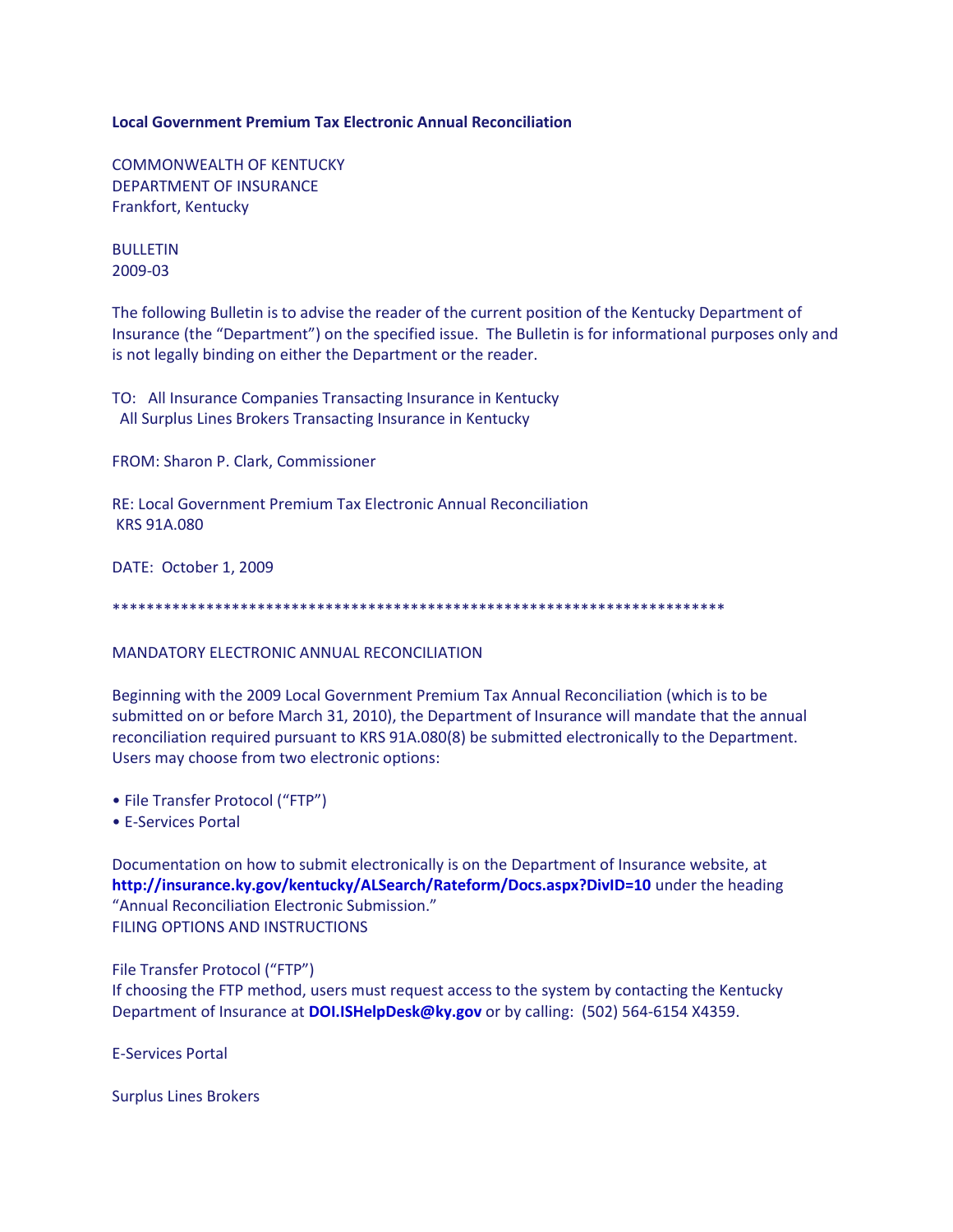**Local Government Premium Tax Electronic Annual Reconciliation**

COMMONWEALTH OF KENTUCKY
DEPARTMENT OF INSURANCE
Frankfort, Kentucky

BULLETIN
2009-03

The following Bulletin is to advise the reader of the current position of the Kentucky Department of Insurance (the "Department") on the specified issue. The Bulletin is for informational purposes only and is not legally binding on either the Department or the reader.

TO: All Insurance Companies Transacting Insurance in Kentucky
All Surplus Lines Brokers Transacting Insurance in Kentucky

FROM: Sharon P. Clark, Commissioner

RE: Local Government Premium Tax Electronic Annual Reconciliation
KRS 91A.080

DATE: October 1, 2009

**************************************************************************

MANDATORY ELECTRONIC ANNUAL RECONCILIATION

Beginning with the 2009 Local Government Premium Tax Annual Reconciliation (which is to be submitted on or before March 31, 2010), the Department of Insurance will mandate that the annual reconciliation required pursuant to KRS 91A.080(8) be submitted electronically to the Department. Users may choose from two electronic options:

- File Transfer Protocol ("FTP")
- E-Services Portal

Documentation on how to submit electronically is on the Department of Insurance website, at **http://insurance.ky.gov/kentucky/ALSearch/Rateform/Docs.aspx?DivID=10** under the heading "Annual Reconciliation Electronic Submission."
FILING OPTIONS AND INSTRUCTIONS

File Transfer Protocol ("FTP")
If choosing the FTP method, users must request access to the system by contacting the Kentucky Department of Insurance at **DOI.ISHelpDesk@ky.gov** or by calling: (502) 564-6154 X4359.

E-Services Portal

Surplus Lines Brokers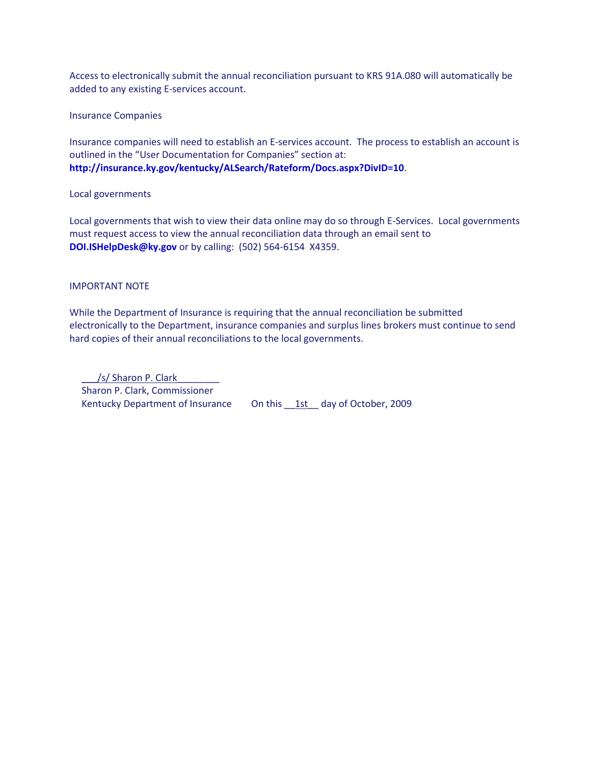Access to electronically submit the annual reconciliation pursuant to KRS 91A.080 will automatically be added to any existing E-services account.

Insurance Companies

Insurance companies will need to establish an E-services account. The process to establish an account is outlined in the "User Documentation for Companies" section at: **http://insurance.ky.gov/kentucky/ALSearch/Rateform/Docs.aspx?DivID=10**.

Local governments

Local governments that wish to view their data online may do so through E-Services. Local governments must request access to view the annual reconciliation data through an email sent to **DOI.ISHelpDesk@ky.gov** or by calling: (502) 564-6154 X4359.

IMPORTANT NOTE

While the Department of Insurance is requiring that the annual reconciliation be submitted electronically to the Department, insurance companies and surplus lines brokers must continue to send hard copies of their annual reconciliations to the local governments.

___/s/ Sharon P. Clark________
Sharon P. Clark, Commissioner
Kentucky Department of Insurance On this __1st__ day of October, 2009